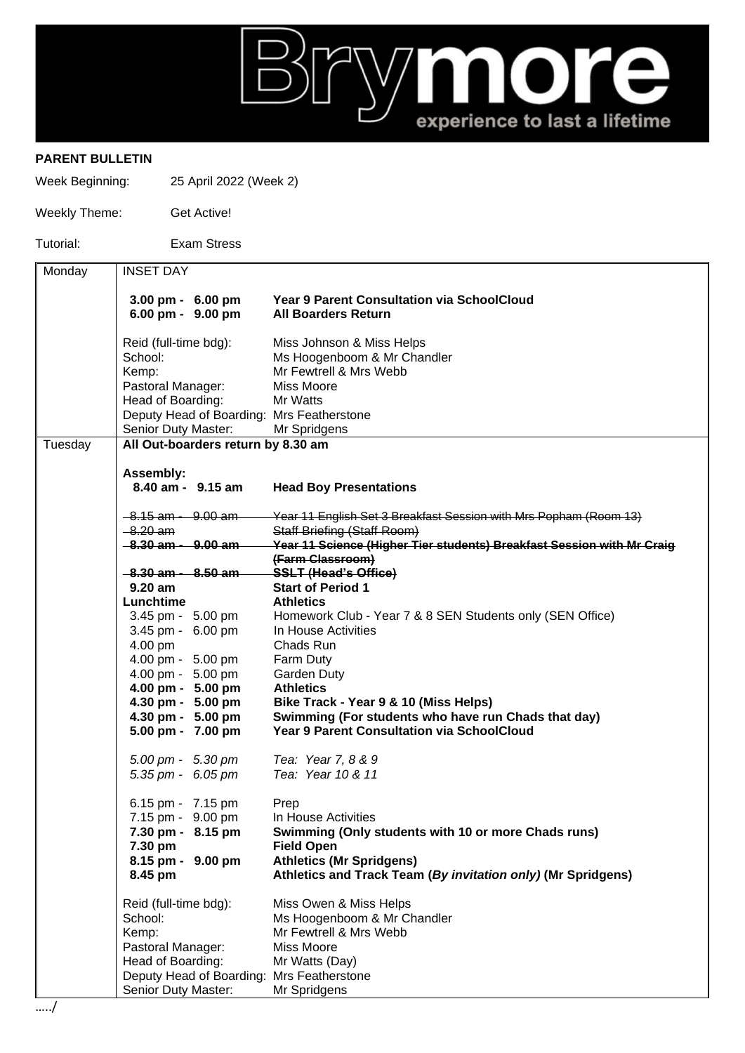Brymore
experience to last a lifetime

**PARENT BULLETIN**

Week Beginning: 25 April 2022 (Week 2)

Weekly Theme: Get Active!

Tutorial: Exam Stress

| Day | Time | Activity |
|---|---|---|
| Monday | INSET DAY | |
| | **3.00 pm - 6.00 pm** | **Year 9 Parent Consultation via SchoolCloud** |
| | **6.00 pm - 9.00 pm** | **All Boarders Return** |
| | Reid (full-time bdg): | Miss Johnson & Miss Helps |
| | School: | Ms Hoogenboom & Mr Chandler |
| | Kemp: | Mr Fewtrell & Mrs Webb |
| | Pastoral Manager: | Miss Moore |
| | Head of Boarding: | Mr Watts |
| | Deputy Head of Boarding: | Mrs Featherstone |
| | Senior Duty Master: | Mr Spridgens |
| Tuesday | **All Out-boarders return by 8.30 am** | |
| | **Assembly:** | |
| | **8.40 am - 9.15 am** | **Head Boy Presentations** |
| | ~~8.15 am - 9.00 am~~ | ~~Year 11 English Set 3 Breakfast Session with Mrs Popham (Room 13)~~ |
| | ~~8.20 am~~ | ~~Staff Briefing (Staff Room)~~ |
| | ~~**8.30 am - 9.00 am**~~ | ~~**Year 11 Science (Higher Tier students) Breakfast Session with Mr Craig (Farm Classroom)**~~ |
| | ~~**8.30 am - 8.50 am**~~ | ~~**SSLT (Head's Office)**~~ |
| | **9.20 am** | **Start of Period 1** |
| | **Lunchtime** | **Athletics** |
| | 3.45 pm - 5.00 pm | Homework Club - Year 7 & 8 SEN Students only (SEN Office) |
| | 3.45 pm - 6.00 pm | In House Activities |
| | 4.00 pm | Chads Run |
| | 4.00 pm - 5.00 pm | Farm Duty |
| | 4.00 pm - 5.00 pm | Garden Duty |
| | **4.00 pm - 5.00 pm** | **Athletics** |
| | **4.30 pm - 5.00 pm** | **Bike Track - Year 9 & 10 (Miss Helps)** |
| | **4.30 pm - 5.00 pm** | **Swimming (For students who have run Chads that day)** |
| | **5.00 pm - 7.00 pm** | **Year 9 Parent Consultation via SchoolCloud** |
| | *5.00 pm - 5.30 pm* | *Tea: Year 7, 8 & 9* |
| | *5.35 pm - 6.05 pm* | *Tea: Year 10 & 11* |
| | 6.15 pm - 7.15 pm | Prep |
| | 7.15 pm - 9.00 pm | In House Activities |
| | **7.30 pm - 8.15 pm** | **Swimming (Only students with 10 or more Chads runs)** |
| | **7.30 pm** | **Field Open** |
| | **8.15 pm - 9.00 pm** | **Athletics (Mr Spridgens)** |
| | **8.45 pm** | **Athletics and Track Team (*By invitation only*) (Mr Spridgens)** |
| | Reid (full-time bdg): | Miss Owen & Miss Helps |
| | School: | Ms Hoogenboom & Mr Chandler |
| | Kemp: | Mr Fewtrell & Mrs Webb |
| | Pastoral Manager: | Miss Moore |
| | Head of Boarding: | Mr Watts (Day) |
| | Deputy Head of Boarding: | Mrs Featherstone |
| | Senior Duty Master: | Mr Spridgens |

…../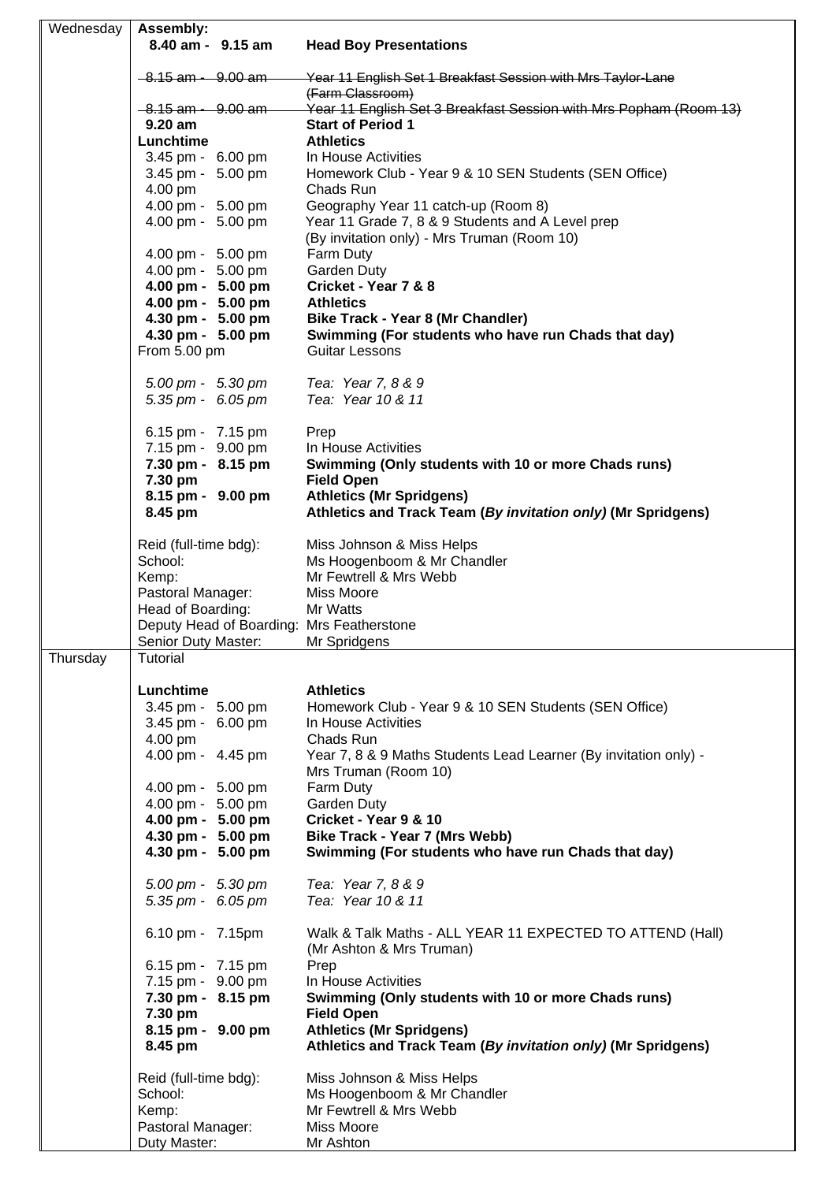| Day | Time | Activity |
|---|---|---|
| Wednesday | **Assembly:** | |
| | **8.40 am - 9.15 am** | **Head Boy Presentations** |
| | ~~8.15 am - 9.00 am~~ | ~~Year 11 English Set 1 Breakfast Session with Mrs Taylor-Lane (Farm Classroom)~~ |
| | ~~8.15 am - 9.00 am~~ | ~~Year 11 English Set 3 Breakfast Session with Mrs Popham (Room 13)~~ |
| | **9.20 am** | **Start of Period 1** |
| | **Lunchtime** | **Athletics** |
| | 3.45 pm - 6.00 pm | In House Activities |
| | 3.45 pm - 5.00 pm | Homework Club - Year 9 & 10 SEN Students (SEN Office) |
| | 4.00 pm | Chads Run |
| | 4.00 pm - 5.00 pm | Geography Year 11 catch-up (Room 8) |
| | 4.00 pm - 5.00 pm | Year 11 Grade 7, 8 & 9 Students and A Level prep (By invitation only) - Mrs Truman (Room 10) |
| | 4.00 pm - 5.00 pm | Farm Duty |
| | 4.00 pm - 5.00 pm | Garden Duty |
| | **4.00 pm - 5.00 pm** | **Cricket - Year 7 & 8** |
| | **4.00 pm - 5.00 pm** | **Athletics** |
| | **4.30 pm - 5.00 pm** | **Bike Track - Year 8 (Mr Chandler)** |
| | **4.30 pm - 5.00 pm** | **Swimming (For students who have run Chads that day)** |
| | From 5.00 pm | Guitar Lessons |
| | *5.00 pm - 5.30 pm* | *Tea: Year 7, 8 & 9* |
| | *5.35 pm - 6.05 pm* | *Tea: Year 10 & 11* |
| | 6.15 pm - 7.15 pm | Prep |
| | 7.15 pm - 9.00 pm | In House Activities |
| | **7.30 pm - 8.15 pm** | **Swimming (Only students with 10 or more Chads runs)** |
| | **7.30 pm** | **Field Open** |
| | **8.15 pm - 9.00 pm** | **Athletics (Mr Spridgens)** |
| | **8.45 pm** | **Athletics and Track Team (*By invitation only*) (Mr Spridgens)** |
| | Reid (full-time bdg): | Miss Johnson & Miss Helps |
| | School: | Ms Hoogenboom & Mr Chandler |
| | Kemp: | Mr Fewtrell & Mrs Webb |
| | Pastoral Manager: | Miss Moore |
| | Head of Boarding: | Mr Watts |
| | Deputy Head of Boarding: | Mrs Featherstone |
| | Senior Duty Master: | Mr Spridgens |
| Thursday | Tutorial | |
| | **Lunchtime** | **Athletics** |
| | 3.45 pm - 5.00 pm | Homework Club - Year 9 & 10 SEN Students (SEN Office) |
| | 3.45 pm - 6.00 pm | In House Activities |
| | 4.00 pm | Chads Run |
| | 4.00 pm - 4.45 pm | Year 7, 8 & 9 Maths Students Lead Learner (By invitation only) - Mrs Truman (Room 10) |
| | 4.00 pm - 5.00 pm | Farm Duty |
| | 4.00 pm - 5.00 pm | Garden Duty |
| | **4.00 pm - 5.00 pm** | **Cricket - Year 9 & 10** |
| | **4.30 pm - 5.00 pm** | **Bike Track - Year 7 (Mrs Webb)** |
| | **4.30 pm - 5.00 pm** | **Swimming (For students who have run Chads that day)** |
| | *5.00 pm - 5.30 pm* | *Tea: Year 7, 8 & 9* |
| | *5.35 pm - 6.05 pm* | *Tea: Year 10 & 11* |
| | 6.10 pm - 7.15pm | Walk & Talk Maths - ALL YEAR 11 EXPECTED TO ATTEND (Hall) (Mr Ashton & Mrs Truman) |
| | 6.15 pm - 7.15 pm | Prep |
| | 7.15 pm - 9.00 pm | In House Activities |
| | **7.30 pm - 8.15 pm** | **Swimming (Only students with 10 or more Chads runs)** |
| | **7.30 pm** | **Field Open** |
| | **8.15 pm - 9.00 pm** | **Athletics (Mr Spridgens)** |
| | **8.45 pm** | **Athletics and Track Team (*By invitation only*) (Mr Spridgens)** |
| | Reid (full-time bdg): | Miss Johnson & Miss Helps |
| | School: | Ms Hoogenboom & Mr Chandler |
| | Kemp: | Mr Fewtrell & Mrs Webb |
| | Pastoral Manager: | Miss Moore |
| | Duty Master: | Mr Ashton |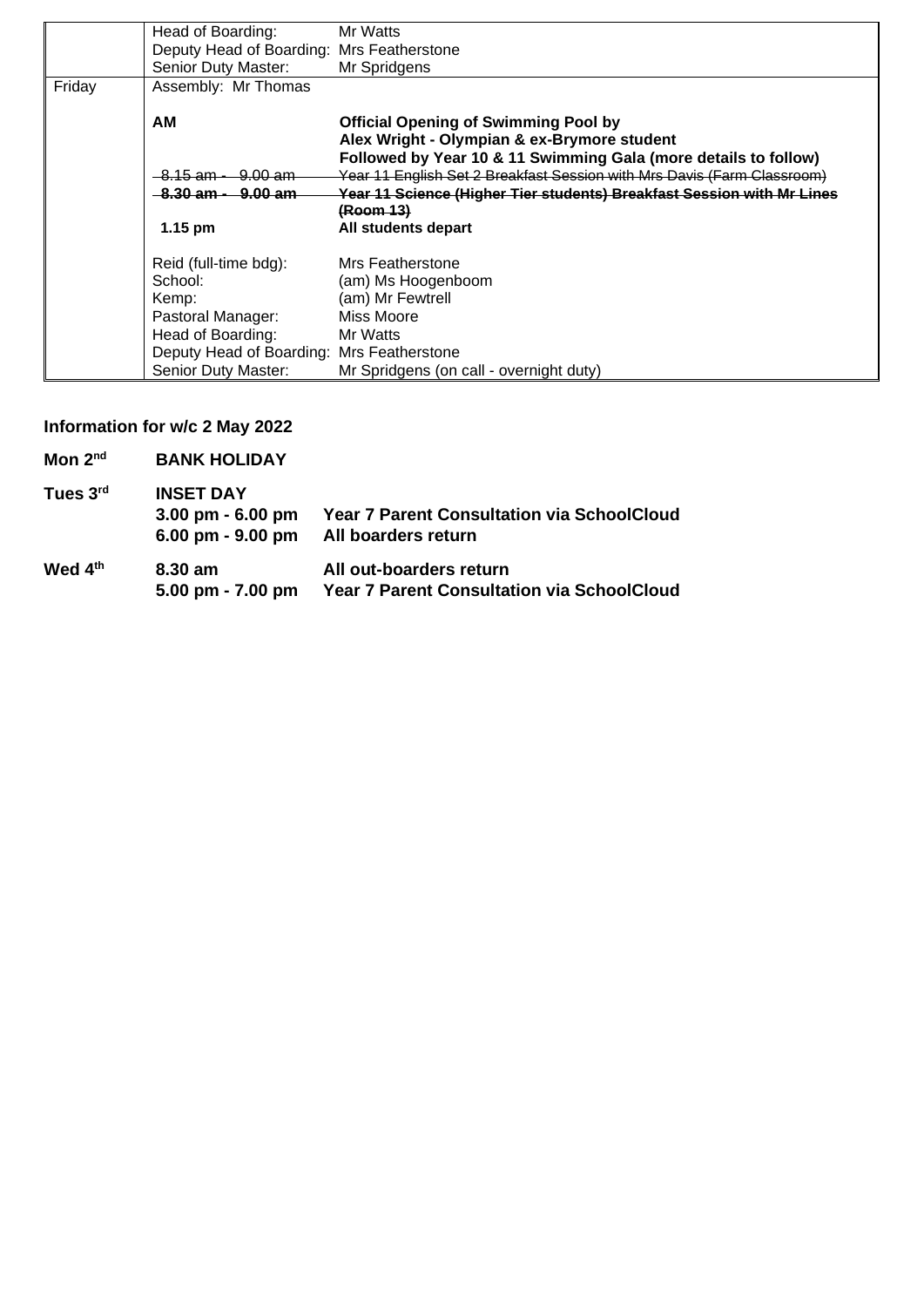| | | |
|---|---|---|
| | Head of Boarding: | Mr Watts |
| | Deputy Head of Boarding: | Mrs Featherstone |
| | Senior Duty Master: | Mr Spridgens |
| Friday | Assembly: Mr Thomas | |
| | **AM** | **Official Opening of Swimming Pool by Alex Wright - Olympian & ex-Brymore student Followed by Year 10 & 11 Swimming Gala (more details to follow)** |
| | ~~8.15 am - 9.00 am~~ | ~~Year 11 English Set 2 Breakfast Session with Mrs Davis (Farm Classroom)~~ |
| | ~~**8.30 am - 9.00 am**~~ | ~~**Year 11 Science (Higher Tier students) Breakfast Session with Mr Lines (Room 13)**~~ |
| | **1.15 pm** | **All students depart** |
| | Reid (full-time bdg): | Mrs Featherstone |
| | School: | (am) Ms Hoogenboom |
| | Kemp: | (am) Mr Fewtrell |
| | Pastoral Manager: | Miss Moore |
| | Head of Boarding: | Mr Watts |
| | Deputy Head of Boarding: | Mrs Featherstone |
| | Senior Duty Master: | Mr Spridgens (on call - overnight duty) |

## Information for w/c 2 May 2022

| | | |
|---|---|---|
| **Mon 2nd** | **BANK HOLIDAY** | |
| **Tues 3rd** | **INSET DAY** | |
| | **3.00 pm - 6.00 pm** | **Year 7 Parent Consultation via SchoolCloud** |
| | **6.00 pm - 9.00 pm** | **All boarders return** |
| **Wed 4th** | **8.30 am** | **All out-boarders return** |
| | **5.00 pm - 7.00 pm** | **Year 7 Parent Consultation via SchoolCloud** |